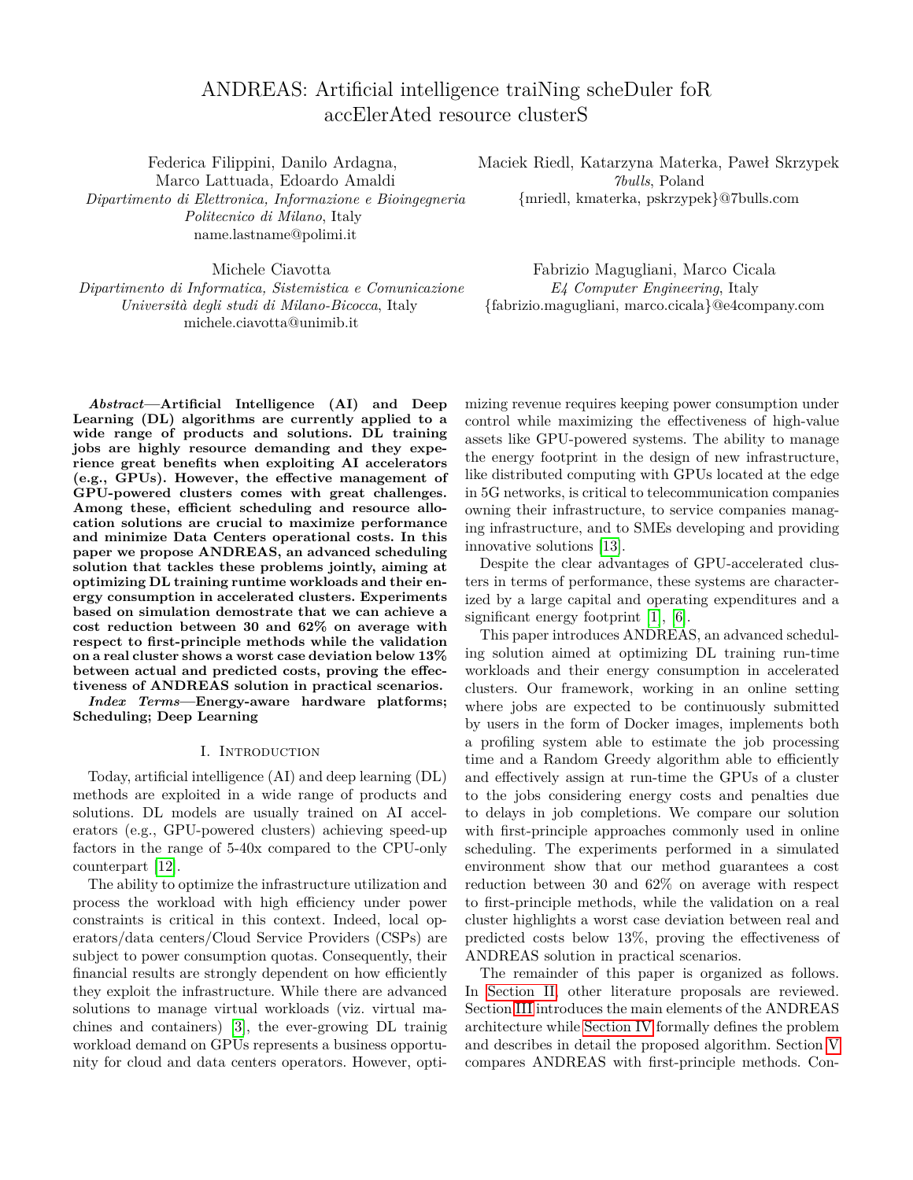# ANDREAS: Artificial intelligence traiNing scheDuler foR accElerAted resource clusterS

Federica Filippini, Danilo Ardagna, Marco Lattuada, Edoardo Amaldi
*Dipartimento di Elettronica, Informazione e Bioingegneria*
*Politecnico di Milano*, Italy
name.lastname@polimi.it

Maciek Riedl, Katarzyna Materka, Paweł Skrzypek
*7bulls*, Poland
{mriedl, kmaterka, pskrzypek}@7bulls.com

Michele Ciavotta
*Dipartimento di Informatica, Sistemistica e Comunicazione*
*Università degli studi di Milano-Bicocca*, Italy
michele.ciavotta@unimib.it

Fabrizio Magugliani, Marco Cicala
*E4 Computer Engineering*, Italy
{fabrizio.magugliani, marco.cicala}@e4company.com

***Abstract*—Artificial Intelligence (AI) and Deep Learning (DL) algorithms are currently applied to a wide range of products and solutions. DL training jobs are highly resource demanding and they experience great benefits when exploiting AI accelerators (e.g., GPUs). However, the effective management of GPU-powered clusters comes with great challenges. Among these, efficient scheduling and resource allocation solutions are crucial to maximize performance and minimize Data Centers operational costs. In this paper we propose ANDREAS, an advanced scheduling solution that tackles these problems jointly, aiming at optimizing DL training runtime workloads and their energy consumption in accelerated clusters. Experiments based on simulation demostrate that we can achieve a cost reduction between 30 and 62% on average with respect to first-principle methods while the validation on a real cluster shows a worst case deviation below 13% between actual and predicted costs, proving the effectiveness of ANDREAS solution in practical scenarios.**

***Index Terms*—Energy-aware hardware platforms; Scheduling; Deep Learning**

## I. Introduction

Today, artificial intelligence (AI) and deep learning (DL) methods are exploited in a wide range of products and solutions. DL models are usually trained on AI accelerators (e.g., GPU-powered clusters) achieving speed-up factors in the range of 5-40x compared to the CPU-only counterpart [12].

The ability to optimize the infrastructure utilization and process the workload with high efficiency under power constraints is critical in this context. Indeed, local operators/data centers/Cloud Service Providers (CSPs) are subject to power consumption quotas. Consequently, their financial results are strongly dependent on how efficiently they exploit the infrastructure. While there are advanced solutions to manage virtual workloads (viz. virtual machines and containers) [3], the ever-growing DL trainig workload demand on GPUs represents a business opportunity for cloud and data centers operators. However, optimizing revenue requires keeping power consumption under control while maximizing the effectiveness of high-value assets like GPU-powered systems. The ability to manage the energy footprint in the design of new infrastructure, like distributed computing with GPUs located at the edge in 5G networks, is critical to telecommunication companies owning their infrastructure, to service companies managing infrastructure, and to SMEs developing and providing innovative solutions [13].

Despite the clear advantages of GPU-accelerated clusters in terms of performance, these systems are characterized by a large capital and operating expenditures and a significant energy footprint [1], [6].

This paper introduces ANDREAS, an advanced scheduling solution aimed at optimizing DL training run-time workloads and their energy consumption in accelerated clusters. Our framework, working in an online setting where jobs are expected to be continuously submitted by users in the form of Docker images, implements both a profiling system able to estimate the job processing time and a Random Greedy algorithm able to efficiently and effectively assign at run-time the GPUs of a cluster to the jobs considering energy costs and penalties due to delays in job completions. We compare our solution with first-principle approaches commonly used in online scheduling. The experiments performed in a simulated environment show that our method guarantees a cost reduction between 30 and 62% on average with respect to first-principle methods, while the validation on a real cluster highlights a worst case deviation between real and predicted costs below 13%, proving the effectiveness of ANDREAS solution in practical scenarios.

The remainder of this paper is organized as follows. In Section II, other literature proposals are reviewed. Section III introduces the main elements of the ANDREAS architecture while Section IV formally defines the problem and describes in detail the proposed algorithm. Section V compares ANDREAS with first-principle methods. Con-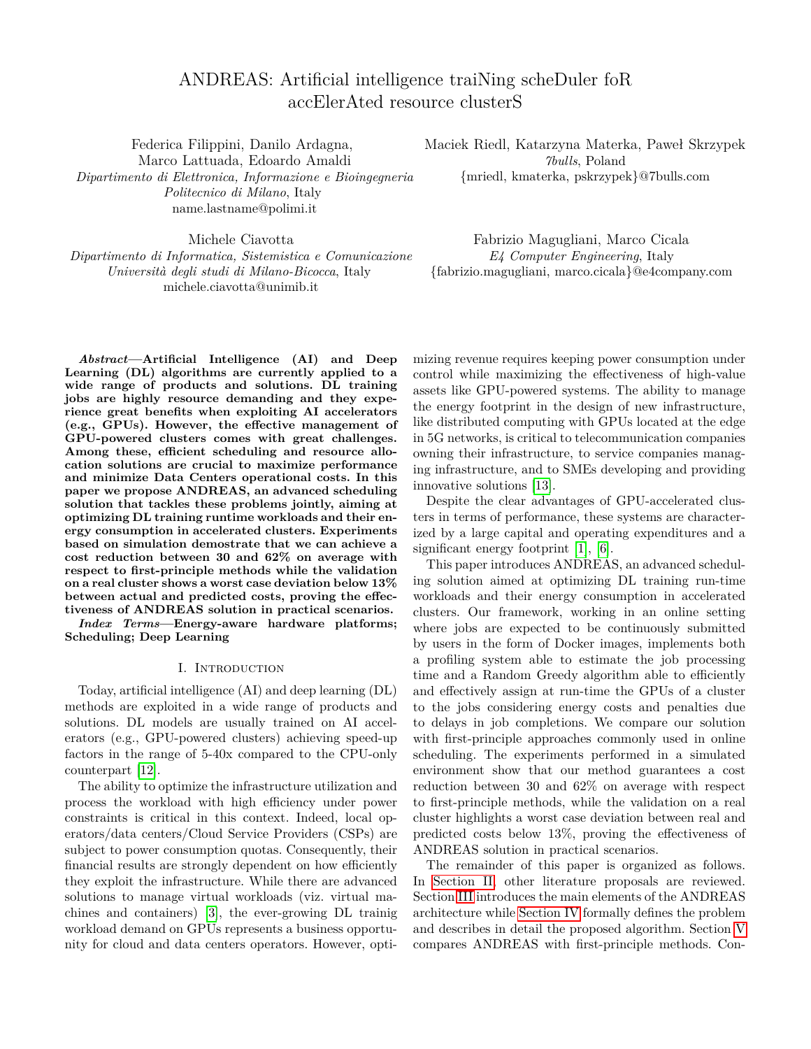# ANDREAS: Artificial intelligence traiNing scheDuler foR accElerAted resource clusterS

Federica Filippini, Danilo Ardagna, Marco Lattuada, Edoardo Amaldi
*Dipartimento di Elettronica, Informazione e Bioingegneria*
*Politecnico di Milano*, Italy
name.lastname@polimi.it

Maciek Riedl, Katarzyna Materka, Paweł Skrzypek
*7bulls*, Poland
{mriedl, kmaterka, pskrzypek}@7bulls.com

Michele Ciavotta
*Dipartimento di Informatica, Sistemistica e Comunicazione*
*Università degli studi di Milano-Bicocca*, Italy
michele.ciavotta@unimib.it

Fabrizio Magugliani, Marco Cicala
*E4 Computer Engineering*, Italy
{fabrizio.magugliani, marco.cicala}@e4company.com

***Abstract*—Artificial Intelligence (AI) and Deep Learning (DL) algorithms are currently applied to a wide range of products and solutions. DL training jobs are highly resource demanding and they experience great benefits when exploiting AI accelerators (e.g., GPUs). However, the effective management of GPU-powered clusters comes with great challenges. Among these, efficient scheduling and resource allocation solutions are crucial to maximize performance and minimize Data Centers operational costs. In this paper we propose ANDREAS, an advanced scheduling solution that tackles these problems jointly, aiming at optimizing DL training runtime workloads and their energy consumption in accelerated clusters. Experiments based on simulation demostrate that we can achieve a cost reduction between 30 and 62% on average with respect to first-principle methods while the validation on a real cluster shows a worst case deviation below 13% between actual and predicted costs, proving the effectiveness of ANDREAS solution in practical scenarios.**

***Index Terms*—Energy-aware hardware platforms; Scheduling; Deep Learning**

## I. Introduction

Today, artificial intelligence (AI) and deep learning (DL) methods are exploited in a wide range of products and solutions. DL models are usually trained on AI accelerators (e.g., GPU-powered clusters) achieving speed-up factors in the range of 5-40x compared to the CPU-only counterpart [12].

The ability to optimize the infrastructure utilization and process the workload with high efficiency under power constraints is critical in this context. Indeed, local operators/data centers/Cloud Service Providers (CSPs) are subject to power consumption quotas. Consequently, their financial results are strongly dependent on how efficiently they exploit the infrastructure. While there are advanced solutions to manage virtual workloads (viz. virtual machines and containers) [3], the ever-growing DL trainig workload demand on GPUs represents a business opportunity for cloud and data centers operators. However, optimizing revenue requires keeping power consumption under control while maximizing the effectiveness of high-value assets like GPU-powered systems. The ability to manage the energy footprint in the design of new infrastructure, like distributed computing with GPUs located at the edge in 5G networks, is critical to telecommunication companies owning their infrastructure, to service companies managing infrastructure, and to SMEs developing and providing innovative solutions [13].

Despite the clear advantages of GPU-accelerated clusters in terms of performance, these systems are characterized by a large capital and operating expenditures and a significant energy footprint [1], [6].

This paper introduces ANDREAS, an advanced scheduling solution aimed at optimizing DL training run-time workloads and their energy consumption in accelerated clusters. Our framework, working in an online setting where jobs are expected to be continuously submitted by users in the form of Docker images, implements both a profiling system able to estimate the job processing time and a Random Greedy algorithm able to efficiently and effectively assign at run-time the GPUs of a cluster to the jobs considering energy costs and penalties due to delays in job completions. We compare our solution with first-principle approaches commonly used in online scheduling. The experiments performed in a simulated environment show that our method guarantees a cost reduction between 30 and 62% on average with respect to first-principle methods, while the validation on a real cluster highlights a worst case deviation between real and predicted costs below 13%, proving the effectiveness of ANDREAS solution in practical scenarios.

The remainder of this paper is organized as follows. In Section II, other literature proposals are reviewed. Section III introduces the main elements of the ANDREAS architecture while Section IV formally defines the problem and describes in detail the proposed algorithm. Section V compares ANDREAS with first-principle methods. Con-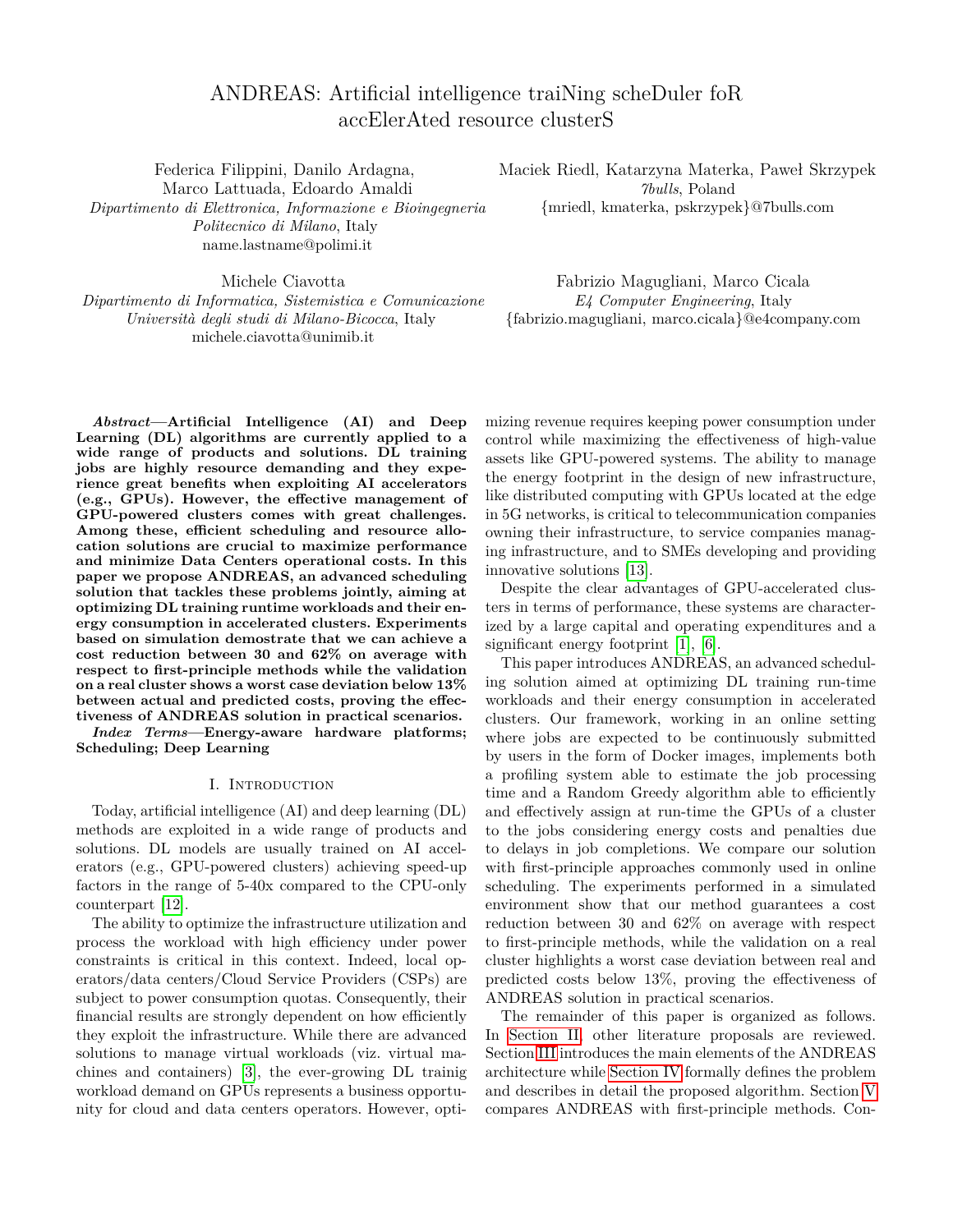# ANDREAS: Artificial intelligence traiNing scheDuler foR accElerAted resource clusterS

Federica Filippini, Danilo Ardagna,
Marco Lattuada, Edoardo Amaldi
*Dipartimento di Elettronica, Informazione e Bioingegneria*
*Politecnico di Milano*, Italy
name.lastname@polimi.it

Maciek Riedl, Katarzyna Materka, Paweł Skrzypek
*7bulls*, Poland
{mriedl, kmaterka, pskrzypek}@7bulls.com

Michele Ciavotta
*Dipartimento di Informatica, Sistemistica e Comunicazione*
*Università degli studi di Milano-Bicocca*, Italy
michele.ciavotta@unimib.it

Fabrizio Magugliani, Marco Cicala
*E4 Computer Engineering*, Italy
{fabrizio.magugliani, marco.cicala}@e4company.com

***Abstract*—Artificial Intelligence (AI) and Deep Learning (DL) algorithms are currently applied to a wide range of products and solutions. DL training jobs are highly resource demanding and they experience great benefits when exploiting AI accelerators (e.g., GPUs). However, the effective management of GPU-powered clusters comes with great challenges. Among these, efficient scheduling and resource allocation solutions are crucial to maximize performance and minimize Data Centers operational costs. In this paper we propose ANDREAS, an advanced scheduling solution that tackles these problems jointly, aiming at optimizing DL training runtime workloads and their energy consumption in accelerated clusters. Experiments based on simulation demostrate that we can achieve a cost reduction between 30 and 62% on average with respect to first-principle methods while the validation on a real cluster shows a worst case deviation below 13% between actual and predicted costs, proving the effectiveness of ANDREAS solution in practical scenarios.**

***Index Terms*—Energy-aware hardware platforms; Scheduling; Deep Learning**

## I. Introduction

Today, artificial intelligence (AI) and deep learning (DL) methods are exploited in a wide range of products and solutions. DL models are usually trained on AI accelerators (e.g., GPU-powered clusters) achieving speed-up factors in the range of 5-40x compared to the CPU-only counterpart [12].

The ability to optimize the infrastructure utilization and process the workload with high efficiency under power constraints is critical in this context. Indeed, local operators/data centers/Cloud Service Providers (CSPs) are subject to power consumption quotas. Consequently, their financial results are strongly dependent on how efficiently they exploit the infrastructure. While there are advanced solutions to manage virtual workloads (viz. virtual machines and containers) [3], the ever-growing DL trainig workload demand on GPUs represents a business opportunity for cloud and data centers operators. However, optimizing revenue requires keeping power consumption under control while maximizing the effectiveness of high-value assets like GPU-powered systems. The ability to manage the energy footprint in the design of new infrastructure, like distributed computing with GPUs located at the edge in 5G networks, is critical to telecommunication companies owning their infrastructure, to service companies managing infrastructure, and to SMEs developing and providing innovative solutions [13].

Despite the clear advantages of GPU-accelerated clusters in terms of performance, these systems are characterized by a large capital and operating expenditures and a significant energy footprint [1], [6].

This paper introduces ANDREAS, an advanced scheduling solution aimed at optimizing DL training run-time workloads and their energy consumption in accelerated clusters. Our framework, working in an online setting where jobs are expected to be continuously submitted by users in the form of Docker images, implements both a profiling system able to estimate the job processing time and a Random Greedy algorithm able to efficiently and effectively assign at run-time the GPUs of a cluster to the jobs considering energy costs and penalties due to delays in job completions. We compare our solution with first-principle approaches commonly used in online scheduling. The experiments performed in a simulated environment show that our method guarantees a cost reduction between 30 and 62% on average with respect to first-principle methods, while the validation on a real cluster highlights a worst case deviation between real and predicted costs below 13%, proving the effectiveness of ANDREAS solution in practical scenarios.

The remainder of this paper is organized as follows. In Section II, other literature proposals are reviewed. Section III introduces the main elements of the ANDREAS architecture while Section IV formally defines the problem and describes in detail the proposed algorithm. Section V compares ANDREAS with first-principle methods. Con-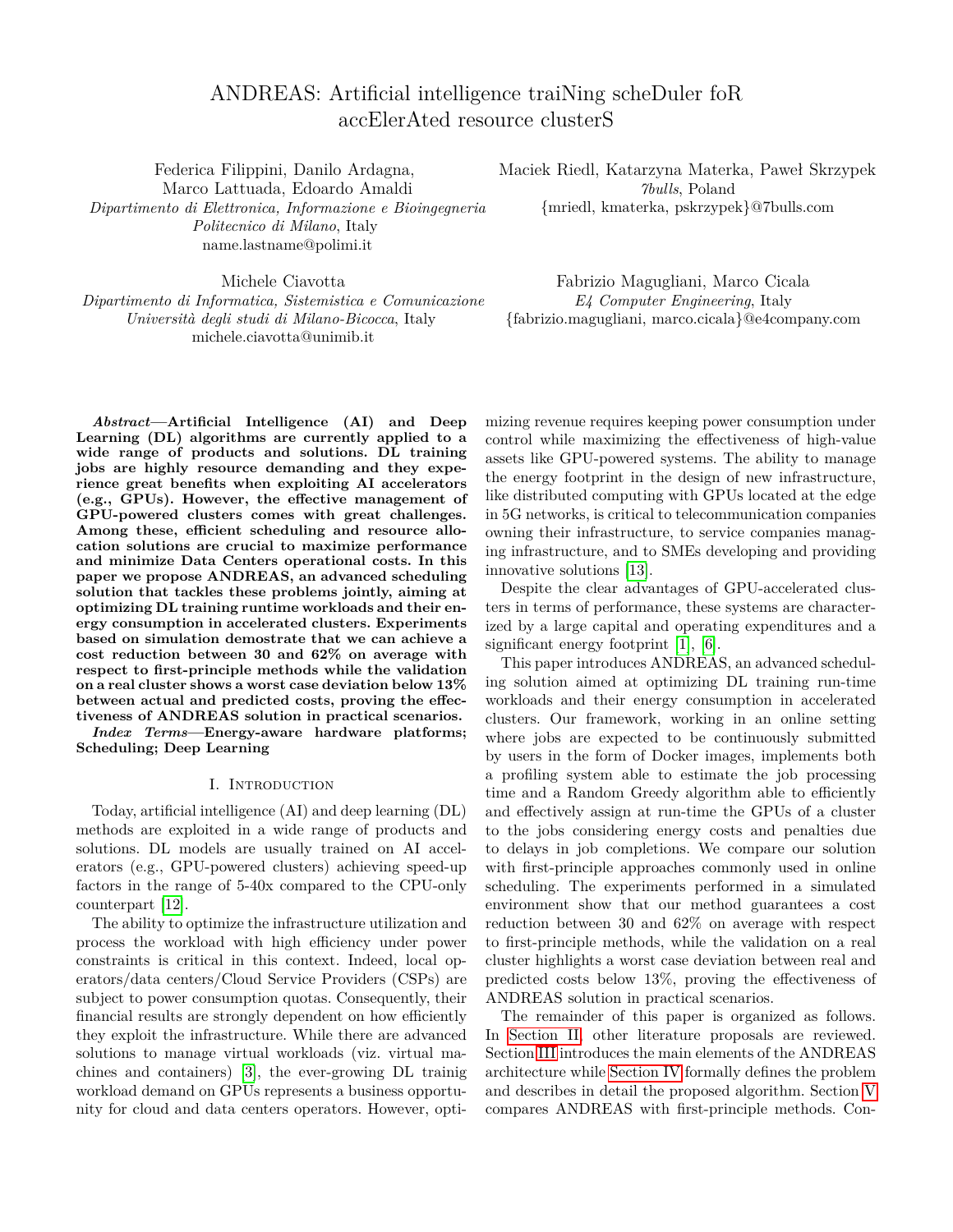# ANDREAS: Artificial intelligence traiNing scheDuler foR accElerAted resource clusterS

Federica Filippini, Danilo Ardagna, Marco Lattuada, Edoardo Amaldi
*Dipartimento di Elettronica, Informazione e Bioingegneria*
*Politecnico di Milano*, Italy
name.lastname@polimi.it

Maciek Riedl, Katarzyna Materka, Paweł Skrzypek
*7bulls*, Poland
{mriedl, kmaterka, pskrzypek}@7bulls.com

Michele Ciavotta
*Dipartimento di Informatica, Sistemistica e Comunicazione*
*Università degli studi di Milano-Bicocca*, Italy
michele.ciavotta@unimib.it

Fabrizio Magugliani, Marco Cicala
*E4 Computer Engineering*, Italy
{fabrizio.magugliani, marco.cicala}@e4company.com

***Abstract*—Artificial Intelligence (AI) and Deep Learning (DL) algorithms are currently applied to a wide range of products and solutions. DL training jobs are highly resource demanding and they experience great benefits when exploiting AI accelerators (e.g., GPUs). However, the effective management of GPU-powered clusters comes with great challenges. Among these, efficient scheduling and resource allocation solutions are crucial to maximize performance and minimize Data Centers operational costs. In this paper we propose ANDREAS, an advanced scheduling solution that tackles these problems jointly, aiming at optimizing DL training runtime workloads and their energy consumption in accelerated clusters. Experiments based on simulation demostrate that we can achieve a cost reduction between 30 and 62% on average with respect to first-principle methods while the validation on a real cluster shows a worst case deviation below 13% between actual and predicted costs, proving the effectiveness of ANDREAS solution in practical scenarios.**

***Index Terms*—Energy-aware hardware platforms; Scheduling; Deep Learning**

## I. Introduction

Today, artificial intelligence (AI) and deep learning (DL) methods are exploited in a wide range of products and solutions. DL models are usually trained on AI accelerators (e.g., GPU-powered clusters) achieving speed-up factors in the range of 5-40x compared to the CPU-only counterpart [12].

The ability to optimize the infrastructure utilization and process the workload with high efficiency under power constraints is critical in this context. Indeed, local operators/data centers/Cloud Service Providers (CSPs) are subject to power consumption quotas. Consequently, their financial results are strongly dependent on how efficiently they exploit the infrastructure. While there are advanced solutions to manage virtual workloads (viz. virtual machines and containers) [3], the ever-growing DL trainig workload demand on GPUs represents a business opportunity for cloud and data centers operators. However, optimizing revenue requires keeping power consumption under control while maximizing the effectiveness of high-value assets like GPU-powered systems. The ability to manage the energy footprint in the design of new infrastructure, like distributed computing with GPUs located at the edge in 5G networks, is critical to telecommunication companies owning their infrastructure, to service companies managing infrastructure, and to SMEs developing and providing innovative solutions [13].

Despite the clear advantages of GPU-accelerated clusters in terms of performance, these systems are characterized by a large capital and operating expenditures and a significant energy footprint [1], [6].

This paper introduces ANDREAS, an advanced scheduling solution aimed at optimizing DL training run-time workloads and their energy consumption in accelerated clusters. Our framework, working in an online setting where jobs are expected to be continuously submitted by users in the form of Docker images, implements both a profiling system able to estimate the job processing time and a Random Greedy algorithm able to efficiently and effectively assign at run-time the GPUs of a cluster to the jobs considering energy costs and penalties due to delays in job completions. We compare our solution with first-principle approaches commonly used in online scheduling. The experiments performed in a simulated environment show that our method guarantees a cost reduction between 30 and 62% on average with respect to first-principle methods, while the validation on a real cluster highlights a worst case deviation between real and predicted costs below 13%, proving the effectiveness of ANDREAS solution in practical scenarios.

The remainder of this paper is organized as follows. In Section II, other literature proposals are reviewed. Section III introduces the main elements of the ANDREAS architecture while Section IV formally defines the problem and describes in detail the proposed algorithm. Section V compares ANDREAS with first-principle methods. Con-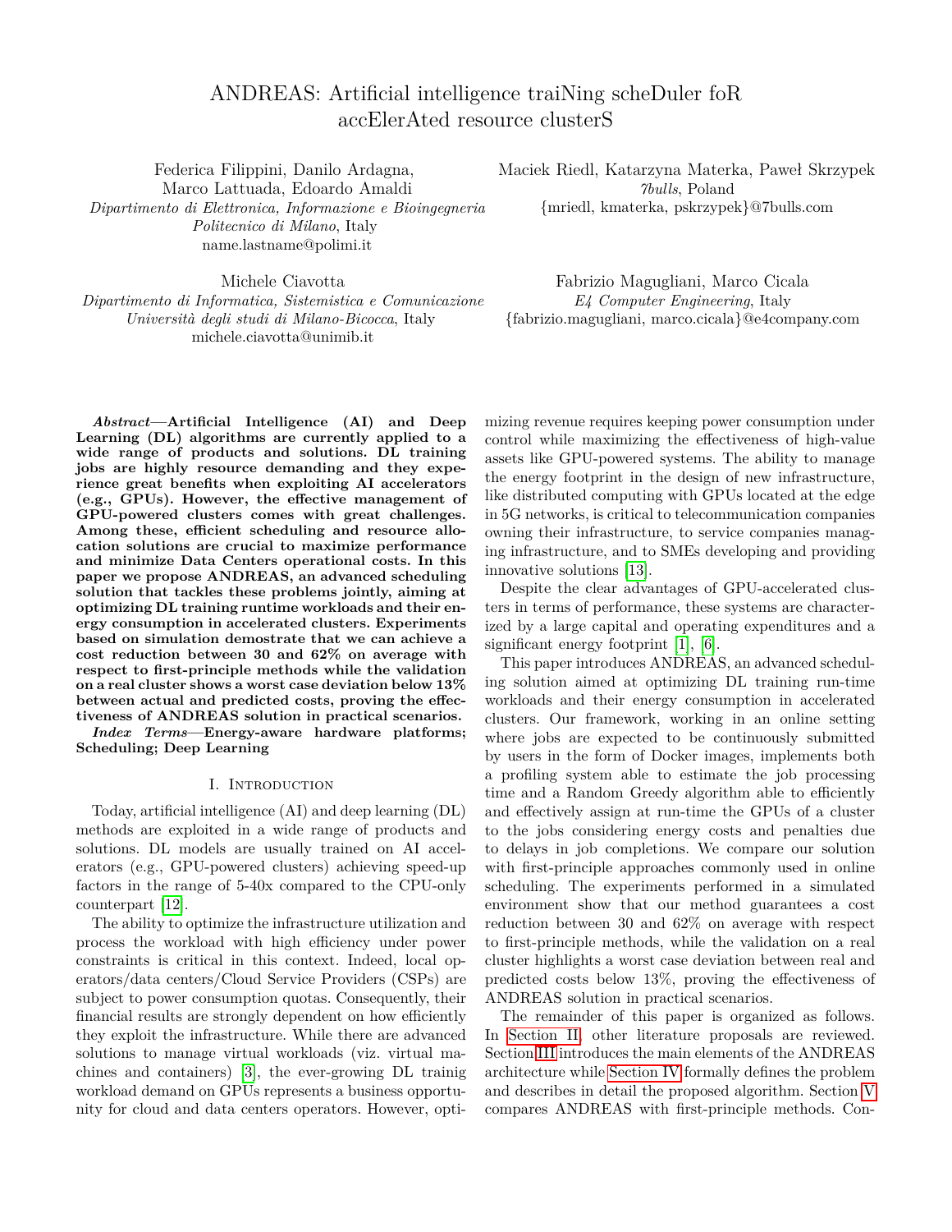# ANDREAS: Artificial intelligence traiNing scheDuler foR accElerAted resource clusterS

Federica Filippini, Danilo Ardagna, Marco Lattuada, Edoardo Amaldi
*Dipartimento di Elettronica, Informazione e Bioingegneria*
*Politecnico di Milano*, Italy
name.lastname@polimi.it

Maciek Riedl, Katarzyna Materka, Paweł Skrzypek
*7bulls*, Poland
{mriedl, kmaterka, pskrzypek}@7bulls.com

Michele Ciavotta
*Dipartimento di Informatica, Sistemistica e Comunicazione*
*Università degli studi di Milano-Bicocca*, Italy
michele.ciavotta@unimib.it

Fabrizio Magugliani, Marco Cicala
*E4 Computer Engineering*, Italy
{fabrizio.magugliani, marco.cicala}@e4company.com

***Abstract*—Artificial Intelligence (AI) and Deep Learning (DL) algorithms are currently applied to a wide range of products and solutions. DL training jobs are highly resource demanding and they experience great benefits when exploiting AI accelerators (e.g., GPUs). However, the effective management of GPU-powered clusters comes with great challenges. Among these, efficient scheduling and resource allocation solutions are crucial to maximize performance and minimize Data Centers operational costs. In this paper we propose ANDREAS, an advanced scheduling solution that tackles these problems jointly, aiming at optimizing DL training runtime workloads and their energy consumption in accelerated clusters. Experiments based on simulation demostrate that we can achieve a cost reduction between 30 and 62% on average with respect to first-principle methods while the validation on a real cluster shows a worst case deviation below 13% between actual and predicted costs, proving the effectiveness of ANDREAS solution in practical scenarios.**

***Index Terms*—Energy-aware hardware platforms; Scheduling; Deep Learning**

## I. Introduction

Today, artificial intelligence (AI) and deep learning (DL) methods are exploited in a wide range of products and solutions. DL models are usually trained on AI accelerators (e.g., GPU-powered clusters) achieving speed-up factors in the range of 5-40x compared to the CPU-only counterpart [12].

The ability to optimize the infrastructure utilization and process the workload with high efficiency under power constraints is critical in this context. Indeed, local operators/data centers/Cloud Service Providers (CSPs) are subject to power consumption quotas. Consequently, their financial results are strongly dependent on how efficiently they exploit the infrastructure. While there are advanced solutions to manage virtual workloads (viz. virtual machines and containers) [3], the ever-growing DL trainig workload demand on GPUs represents a business opportunity for cloud and data centers operators. However, optimizing revenue requires keeping power consumption under control while maximizing the effectiveness of high-value assets like GPU-powered systems. The ability to manage the energy footprint in the design of new infrastructure, like distributed computing with GPUs located at the edge in 5G networks, is critical to telecommunication companies owning their infrastructure, to service companies managing infrastructure, and to SMEs developing and providing innovative solutions [13].

Despite the clear advantages of GPU-accelerated clusters in terms of performance, these systems are characterized by a large capital and operating expenditures and a significant energy footprint [1], [6].

This paper introduces ANDREAS, an advanced scheduling solution aimed at optimizing DL training run-time workloads and their energy consumption in accelerated clusters. Our framework, working in an online setting where jobs are expected to be continuously submitted by users in the form of Docker images, implements both a profiling system able to estimate the job processing time and a Random Greedy algorithm able to efficiently and effectively assign at run-time the GPUs of a cluster to the jobs considering energy costs and penalties due to delays in job completions. We compare our solution with first-principle approaches commonly used in online scheduling. The experiments performed in a simulated environment show that our method guarantees a cost reduction between 30 and 62% on average with respect to first-principle methods, while the validation on a real cluster highlights a worst case deviation between real and predicted costs below 13%, proving the effectiveness of ANDREAS solution in practical scenarios.

The remainder of this paper is organized as follows. In Section II, other literature proposals are reviewed. Section III introduces the main elements of the ANDREAS architecture while Section IV formally defines the problem and describes in detail the proposed algorithm. Section V compares ANDREAS with first-principle methods. Con-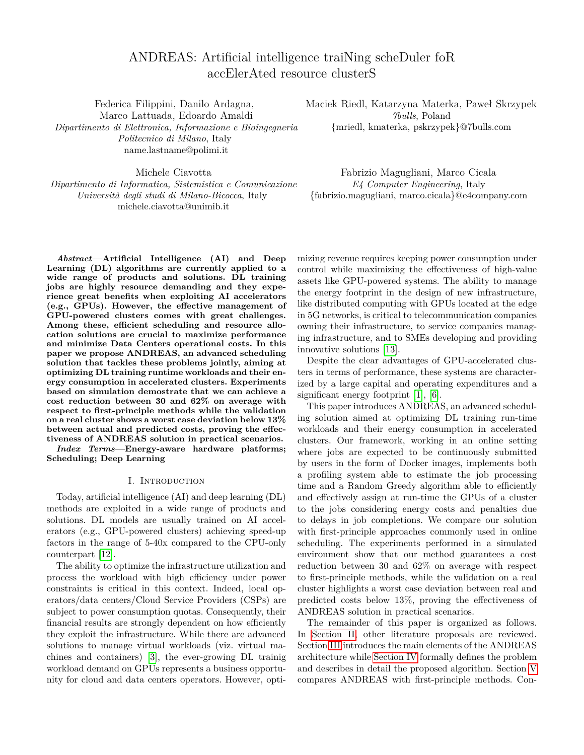# ANDREAS: Artificial intelligence traiNing scheDuler foR accElerAted resource clusterS

Federica Filippini, Danilo Ardagna, Marco Lattuada, Edoardo Amaldi
*Dipartimento di Elettronica, Informazione e Bioingegneria*
*Politecnico di Milano*, Italy
name.lastname@polimi.it

Maciek Riedl, Katarzyna Materka, Paweł Skrzypek
*7bulls*, Poland
{mriedl, kmaterka, pskrzypek}@7bulls.com

Michele Ciavotta
*Dipartimento di Informatica, Sistemistica e Comunicazione*
*Università degli studi di Milano-Bicocca*, Italy
michele.ciavotta@unimib.it

Fabrizio Magugliani, Marco Cicala
*E4 Computer Engineering*, Italy
{fabrizio.magugliani, marco.cicala}@e4company.com

***Abstract*—Artificial Intelligence (AI) and Deep Learning (DL) algorithms are currently applied to a wide range of products and solutions. DL training jobs are highly resource demanding and they experience great benefits when exploiting AI accelerators (e.g., GPUs). However, the effective management of GPU-powered clusters comes with great challenges. Among these, efficient scheduling and resource allocation solutions are crucial to maximize performance and minimize Data Centers operational costs. In this paper we propose ANDREAS, an advanced scheduling solution that tackles these problems jointly, aiming at optimizing DL training runtime workloads and their energy consumption in accelerated clusters. Experiments based on simulation demostrate that we can achieve a cost reduction between 30 and 62% on average with respect to first-principle methods while the validation on a real cluster shows a worst case deviation below 13% between actual and predicted costs, proving the effectiveness of ANDREAS solution in practical scenarios.**

***Index Terms*—Energy-aware hardware platforms; Scheduling; Deep Learning**

## I. Introduction

Today, artificial intelligence (AI) and deep learning (DL) methods are exploited in a wide range of products and solutions. DL models are usually trained on AI accelerators (e.g., GPU-powered clusters) achieving speed-up factors in the range of 5-40x compared to the CPU-only counterpart [12].

The ability to optimize the infrastructure utilization and process the workload with high efficiency under power constraints is critical in this context. Indeed, local operators/data centers/Cloud Service Providers (CSPs) are subject to power consumption quotas. Consequently, their financial results are strongly dependent on how efficiently they exploit the infrastructure. While there are advanced solutions to manage virtual workloads (viz. virtual machines and containers) [3], the ever-growing DL trainig workload demand on GPUs represents a business opportunity for cloud and data centers operators. However, optimizing revenue requires keeping power consumption under control while maximizing the effectiveness of high-value assets like GPU-powered systems. The ability to manage the energy footprint in the design of new infrastructure, like distributed computing with GPUs located at the edge in 5G networks, is critical to telecommunication companies owning their infrastructure, to service companies managing infrastructure, and to SMEs developing and providing innovative solutions [13].

Despite the clear advantages of GPU-accelerated clusters in terms of performance, these systems are characterized by a large capital and operating expenditures and a significant energy footprint [1], [6].

This paper introduces ANDREAS, an advanced scheduling solution aimed at optimizing DL training run-time workloads and their energy consumption in accelerated clusters. Our framework, working in an online setting where jobs are expected to be continuously submitted by users in the form of Docker images, implements both a profiling system able to estimate the job processing time and a Random Greedy algorithm able to efficiently and effectively assign at run-time the GPUs of a cluster to the jobs considering energy costs and penalties due to delays in job completions. We compare our solution with first-principle approaches commonly used in online scheduling. The experiments performed in a simulated environment show that our method guarantees a cost reduction between 30 and 62% on average with respect to first-principle methods, while the validation on a real cluster highlights a worst case deviation between real and predicted costs below 13%, proving the effectiveness of ANDREAS solution in practical scenarios.

The remainder of this paper is organized as follows. In Section II, other literature proposals are reviewed. Section III introduces the main elements of the ANDREAS architecture while Section IV formally defines the problem and describes in detail the proposed algorithm. Section V compares ANDREAS with first-principle methods. Con-